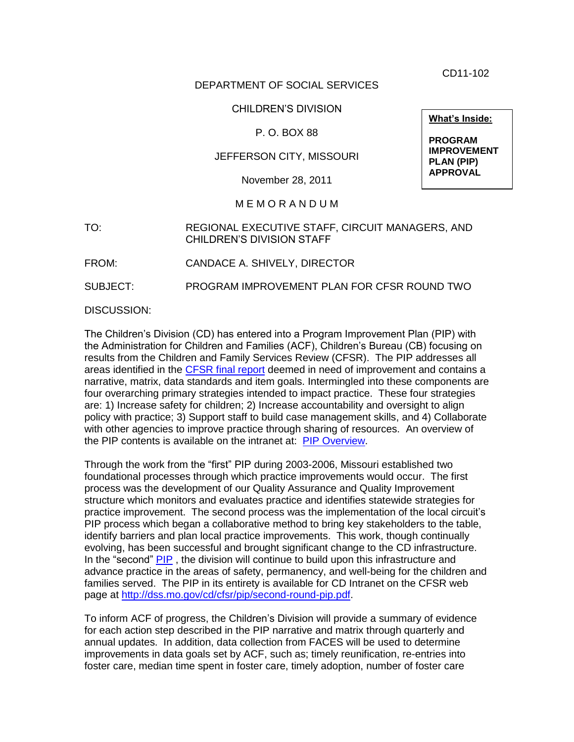CD11-102

DEPARTMENT OF SOCIAL SERVICES

CHILDREN'S DIVISION

P. O. BOX 88

JEFFERSON CITY, MISSOURI

November 28, 2011

**What's Inside:**

**PROGRAM IMPROVEMENT PLAN (PIP) APPROVAL**

M E M O R A N D U M

TO: REGIONAL EXECUTIVE STAFF, CIRCUIT MANAGERS, AND CHILDREN'S DIVISION STAFF

FROM: CANDACE A. SHIVELY, DIRECTOR

SUBJECT: PROGRAM IMPROVEMENT PLAN FOR CFSR ROUND TWO

DISCUSSION:

The Children's Division (CD) has entered into a Program Improvement Plan (PIP) with the Administration for Children and Families (ACF), Children's Bureau (CB) focusing on results from the Children and Family Services Review (CFSR). The PIP addresses all areas identified in the CFSR final report deemed in need of improvement and contains a narrative, matrix, data standards and item goals. Intermingled into these components are four overarching primary strategies intended to impact practice. These four strategies are: 1) Increase safety for children; 2) Increase accountability and oversight to align policy with practice; 3) Support staff to build case management skills, and 4) Collaborate with other agencies to improve practice through sharing of resources. An overview of the PIP contents is available on the intranet at: PIP Overview.

Through the work from the "first" PIP during 2003-2006, Missouri established two foundational processes through which practice improvements would occur. The first process was the development of our Quality Assurance and Quality Improvement structure which monitors and evaluates practice and identifies statewide strategies for practice improvement. The second process was the implementation of the local circuit's PIP process which began a collaborative method to bring key stakeholders to the table, identify barriers and plan local practice improvements. This work, though continually evolving, has been successful and brought significant change to the CD infrastructure. In the "second" PIP , the division will continue to build upon this infrastructure and advance practice in the areas of safety, permanency, and well-being for the children and families served. The PIP in its entirety is available for CD Intranet on the CFSR web page at http://dss.mo.gov/cd/cfsr/pip/second-round-pip.pdf.

To inform ACF of progress, the Children's Division will provide a summary of evidence for each action step described in the PIP narrative and matrix through quarterly and annual updates. In addition, data collection from FACES will be used to determine improvements in data goals set by ACF, such as; timely reunification, re-entries into foster care, median time spent in foster care, timely adoption, number of foster care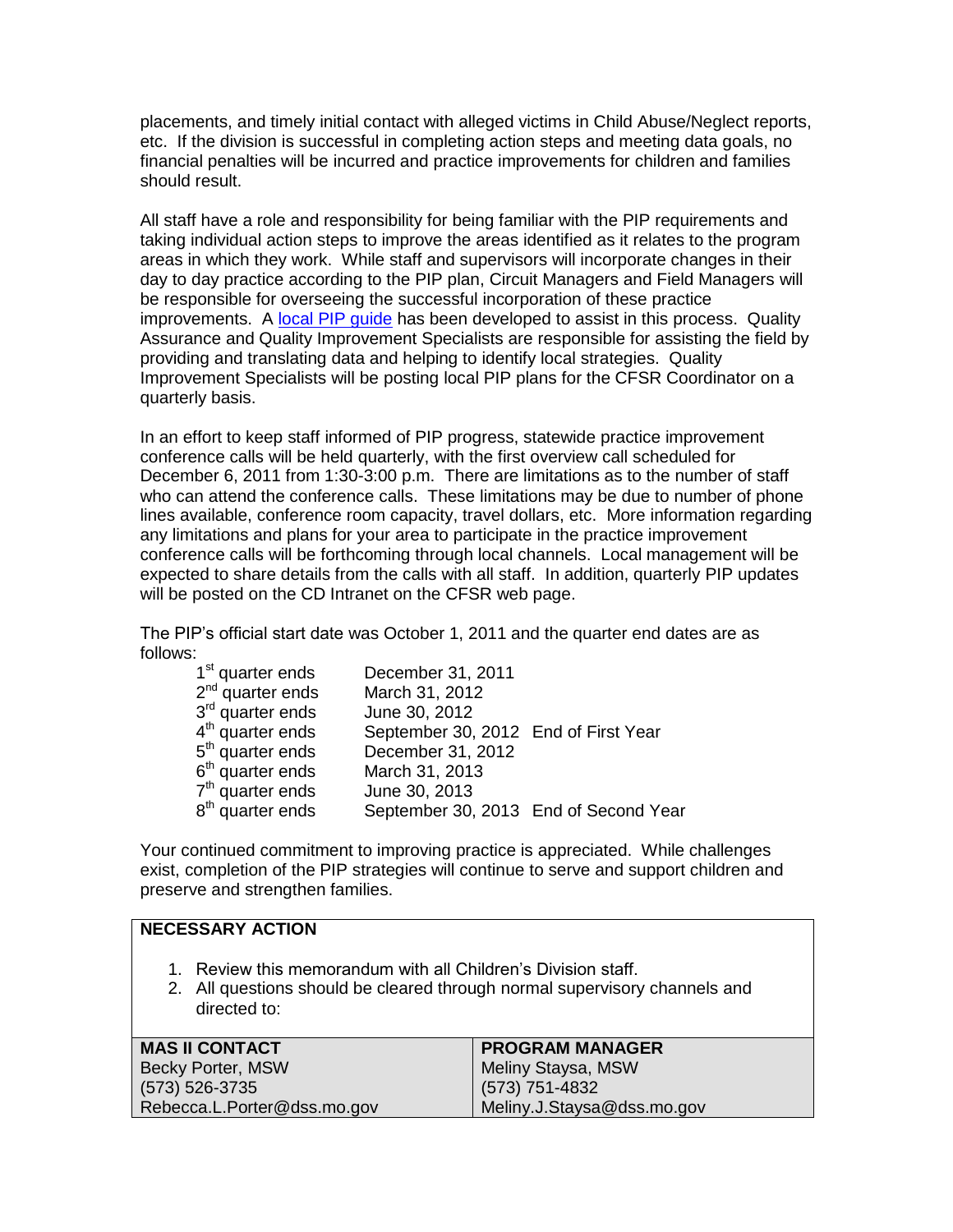placements, and timely initial contact with alleged victims in Child Abuse/Neglect reports, etc. If the division is successful in completing action steps and meeting data goals, no financial penalties will be incurred and practice improvements for children and families should result.

All staff have a role and responsibility for being familiar with the PIP requirements and taking individual action steps to improve the areas identified as it relates to the program areas in which they work. While staff and supervisors will incorporate changes in their day to day practice according to the PIP plan, Circuit Managers and Field Managers will be responsible for overseeing the successful incorporation of these practice improvements. A [local PIP guide]() has been developed to assist in this process. Quality Assurance and Quality Improvement Specialists are responsible for assisting the field by providing and translating data and helping to identify local strategies. Quality Improvement Specialists will be posting local PIP plans for the CFSR Coordinator on a quarterly basis.

In an effort to keep staff informed of PIP progress, statewide practice improvement conference calls will be held quarterly, with the first overview call scheduled for December 6, 2011 from 1:30-3:00 p.m. There are limitations as to the number of staff who can attend the conference calls. These limitations may be due to number of phone lines available, conference room capacity, travel dollars, etc. More information regarding any limitations and plans for your area to participate in the practice improvement conference calls will be forthcoming through local channels. Local management will be expected to share details from the calls with all staff. In addition, quarterly PIP updates will be posted on the CD Intranet on the CFSR web page.

The PIP's official start date was October 1, 2011 and the quarter end dates are as follows:

| | | |
|---|---|---|
| 1st quarter ends | December 31, 2011 | |
| 2nd quarter ends | March 31, 2012 | |
| 3rd quarter ends | June 30, 2012 | |
| 4th quarter ends | September 30, 2012 | End of First Year |
| 5th quarter ends | December 31, 2012 | |
| 6th quarter ends | March 31, 2013 | |
| 7th quarter ends | June 30, 2013 | |
| 8th quarter ends | September 30, 2013 | End of Second Year |

Your continued commitment to improving practice is appreciated. While challenges exist, completion of the PIP strategies will continue to serve and support children and preserve and strengthen families.

**NECESSARY ACTION**

1. Review this memorandum with all Children's Division staff.
2. All questions should be cleared through normal supervisory channels and directed to:

| MAS II CONTACT | PROGRAM MANAGER |
|---|---|
| Becky Porter, MSW | Meliny Staysa, MSW |
| (573) 526-3735 | (573) 751-4832 |
| Rebecca.L.Porter@dss.mo.gov | Meliny.J.Staysa@dss.mo.gov |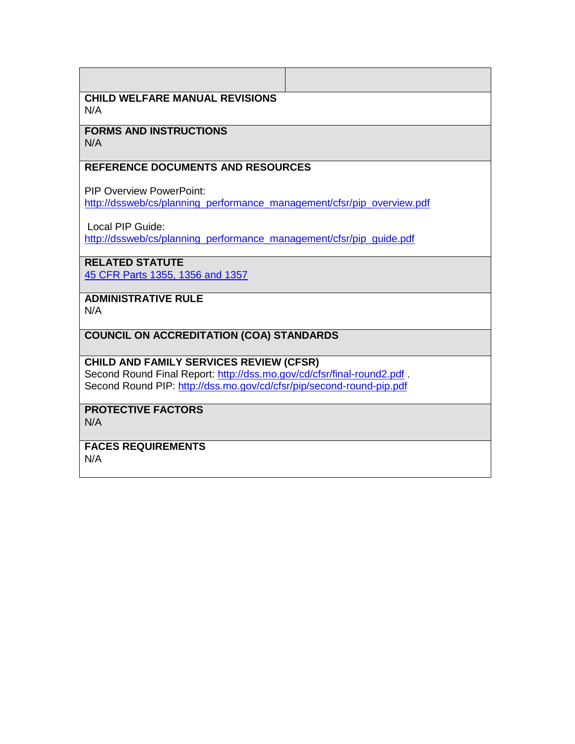**CHILD WELFARE MANUAL REVISIONS**
N/A

**FORMS AND INSTRUCTIONS**
N/A

**REFERENCE DOCUMENTS AND RESOURCES**

PIP Overview PowerPoint:
http://dssweb/cs/planning_performance_management/cfsr/pip_overview.pdf

Local PIP Guide:
http://dssweb/cs/planning_performance_management/cfsr/pip_guide.pdf

**RELATED STATUTE**
45 CFR Parts 1355, 1356 and 1357

**ADMINISTRATIVE RULE**
N/A

**COUNCIL ON ACCREDITATION (COA) STANDARDS**

**CHILD AND FAMILY SERVICES REVIEW (CFSR)**
Second Round Final Report: http://dss.mo.gov/cd/cfsr/final-round2.pdf .
Second Round PIP: http://dss.mo.gov/cd/cfsr/pip/second-round-pip.pdf

**PROTECTIVE FACTORS**
N/A

**FACES REQUIREMENTS**
N/A